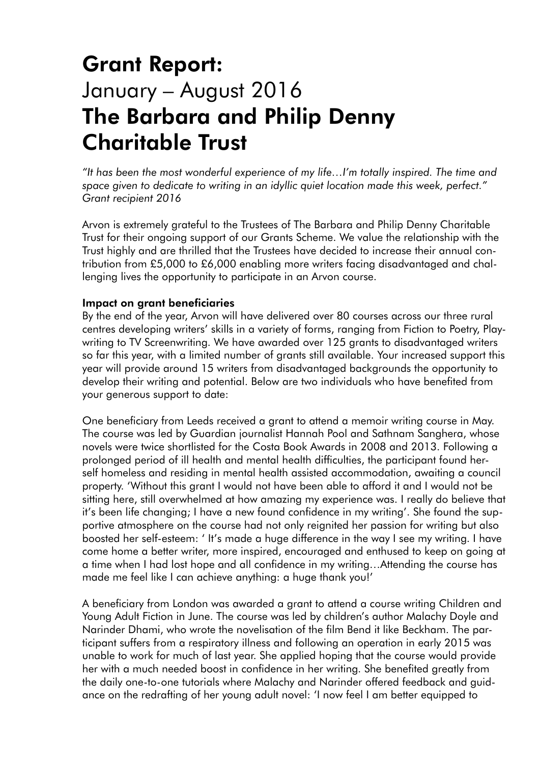# Grant Report:
## January – August 2016
# The Barbara and Philip Denny Charitable Trust

*"It has been the most wonderful experience of my life…I'm totally inspired. The time and space given to dedicate to writing in an idyllic quiet location made this week, perfect." Grant recipient 2016*

Arvon is extremely grateful to the Trustees of The Barbara and Philip Denny Charitable Trust for their ongoing support of our Grants Scheme. We value the relationship with the Trust highly and are thrilled that the Trustees have decided to increase their annual contribution from £5,000 to £6,000 enabling more writers facing disadvantaged and challenging lives the opportunity to participate in an Arvon course.

**Impact on grant beneficiaries**

By the end of the year, Arvon will have delivered over 80 courses across our three rural centres developing writers' skills in a variety of forms, ranging from Fiction to Poetry, Playwriting to TV Screenwriting. We have awarded over 125 grants to disadvantaged writers so far this year, with a limited number of grants still available. Your increased support this year will provide around 15 writers from disadvantaged backgrounds the opportunity to develop their writing and potential. Below are two individuals who have benefited from your generous support to date:

One beneficiary from Leeds received a grant to attend a memoir writing course in May. The course was led by Guardian journalist Hannah Pool and Sathnam Sanghera, whose novels were twice shortlisted for the Costa Book Awards in 2008 and 2013. Following a prolonged period of ill health and mental health difficulties, the participant found herself homeless and residing in mental health assisted accommodation, awaiting a council property. 'Without this grant I would not have been able to afford it and I would not be sitting here, still overwhelmed at how amazing my experience was. I really do believe that it's been life changing; I have a new found confidence in my writing'. She found the supportive atmosphere on the course had not only reignited her passion for writing but also boosted her self-esteem: ' It's made a huge difference in the way I see my writing. I have come home a better writer, more inspired, encouraged and enthused to keep on going at a time when I had lost hope and all confidence in my writing…Attending the course has made me feel like I can achieve anything: a huge thank you!'

A beneficiary from London was awarded a grant to attend a course writing Children and Young Adult Fiction in June. The course was led by children's author Malachy Doyle and Narinder Dhami, who wrote the novelisation of the film Bend it like Beckham. The participant suffers from a respiratory illness and following an operation in early 2015 was unable to work for much of last year. She applied hoping that the course would provide her with a much needed boost in confidence in her writing. She benefited greatly from the daily one-to-one tutorials where Malachy and Narinder offered feedback and guidance on the redrafting of her young adult novel: 'I now feel I am better equipped to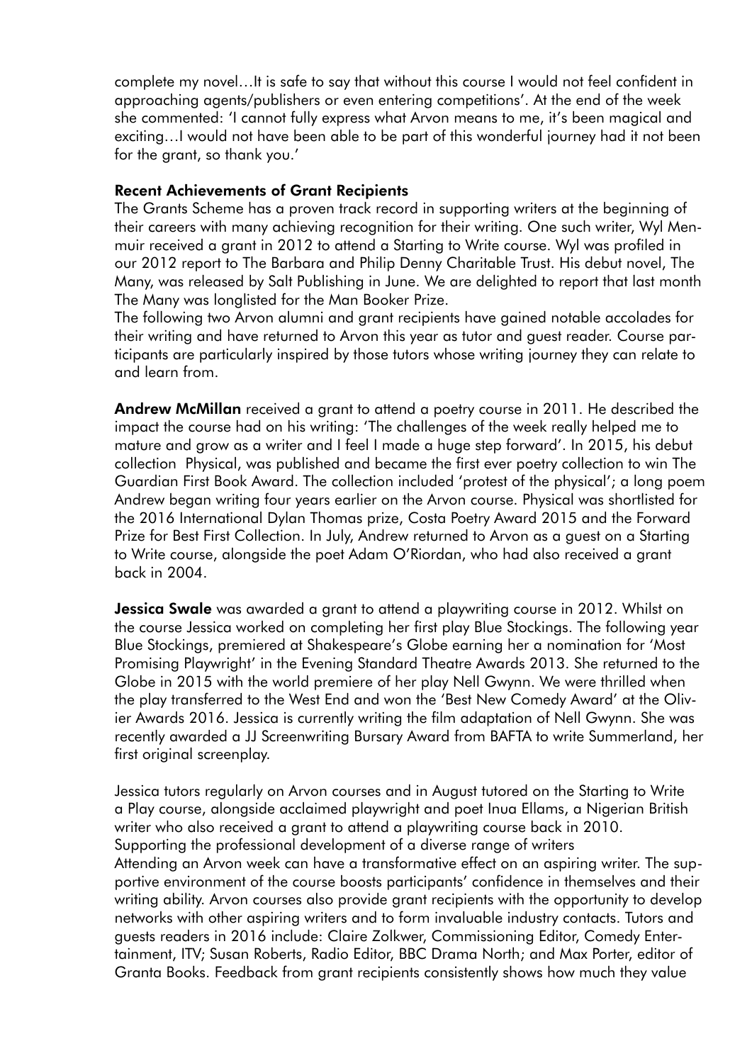complete my novel…It is safe to say that without this course I would not feel confident in approaching agents/publishers or even entering competitions'. At the end of the week she commented: 'I cannot fully express what Arvon means to me, it's been magical and exciting…I would not have been able to be part of this wonderful journey had it not been for the grant, so thank you.'

### Recent Achievements of Grant Recipients

The Grants Scheme has a proven track record in supporting writers at the beginning of their careers with many achieving recognition for their writing. One such writer, Wyl Menmuir received a grant in 2012 to attend a Starting to Write course. Wyl was profiled in our 2012 report to The Barbara and Philip Denny Charitable Trust. His debut novel, The Many, was released by Salt Publishing in June. We are delighted to report that last month The Many was longlisted for the Man Booker Prize.

The following two Arvon alumni and grant recipients have gained notable accolades for their writing and have returned to Arvon this year as tutor and guest reader. Course participants are particularly inspired by those tutors whose writing journey they can relate to and learn from.

**Andrew McMillan** received a grant to attend a poetry course in 2011. He described the impact the course had on his writing: 'The challenges of the week really helped me to mature and grow as a writer and I feel I made a huge step forward'. In 2015, his debut collection Physical, was published and became the first ever poetry collection to win The Guardian First Book Award. The collection included 'protest of the physical'; a long poem Andrew began writing four years earlier on the Arvon course. Physical was shortlisted for the 2016 International Dylan Thomas prize, Costa Poetry Award 2015 and the Forward Prize for Best First Collection. In July, Andrew returned to Arvon as a guest on a Starting to Write course, alongside the poet Adam O'Riordan, who had also received a grant back in 2004.

**Jessica Swale** was awarded a grant to attend a playwriting course in 2012. Whilst on the course Jessica worked on completing her first play Blue Stockings. The following year Blue Stockings, premiered at Shakespeare's Globe earning her a nomination for 'Most Promising Playwright' in the Evening Standard Theatre Awards 2013. She returned to the Globe in 2015 with the world premiere of her play Nell Gwynn. We were thrilled when the play transferred to the West End and won the 'Best New Comedy Award' at the Olivier Awards 2016. Jessica is currently writing the film adaptation of Nell Gwynn. She was recently awarded a JJ Screenwriting Bursary Award from BAFTA to write Summerland, her first original screenplay.

Jessica tutors regularly on Arvon courses and in August tutored on the Starting to Write a Play course, alongside acclaimed playwright and poet Inua Ellams, a Nigerian British writer who also received a grant to attend a playwriting course back in 2010.

Supporting the professional development of a diverse range of writers

Attending an Arvon week can have a transformative effect on an aspiring writer. The supportive environment of the course boosts participants' confidence in themselves and their writing ability. Arvon courses also provide grant recipients with the opportunity to develop networks with other aspiring writers and to form invaluable industry contacts. Tutors and guests readers in 2016 include: Claire Zolkwer, Commissioning Editor, Comedy Entertainment, ITV; Susan Roberts, Radio Editor, BBC Drama North; and Max Porter, editor of Granta Books. Feedback from grant recipients consistently shows how much they value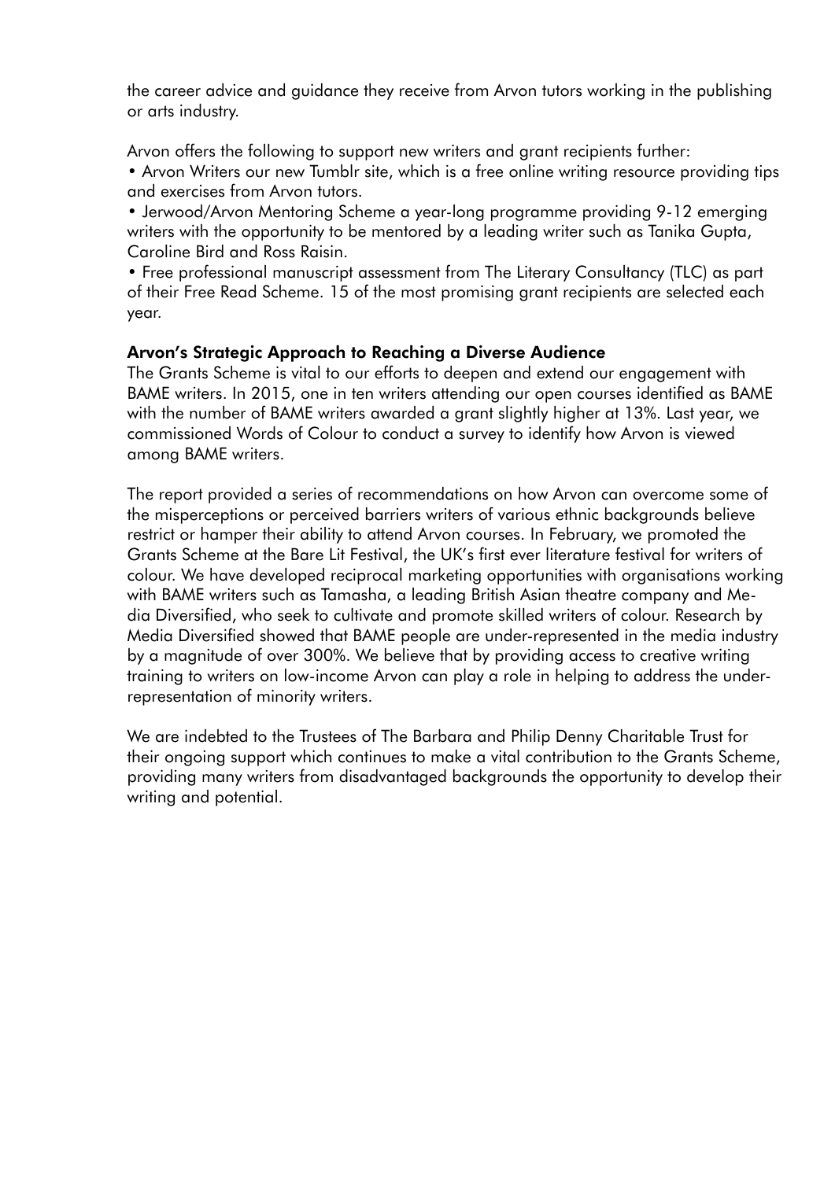the career advice and guidance they receive from Arvon tutors working in the publishing or arts industry.

Arvon offers the following to support new writers and grant recipients further:

- Arvon Writers our new Tumblr site, which is a free online writing resource providing tips and exercises from Arvon tutors.
- Jerwood/Arvon Mentoring Scheme a year-long programme providing 9-12 emerging writers with the opportunity to be mentored by a leading writer such as Tanika Gupta, Caroline Bird and Ross Raisin.
- Free professional manuscript assessment from The Literary Consultancy (TLC) as part of their Free Read Scheme. 15 of the most promising grant recipients are selected each year.

### Arvon's Strategic Approach to Reaching a Diverse Audience

The Grants Scheme is vital to our efforts to deepen and extend our engagement with BAME writers. In 2015, one in ten writers attending our open courses identified as BAME with the number of BAME writers awarded a grant slightly higher at 13%. Last year, we commissioned Words of Colour to conduct a survey to identify how Arvon is viewed among BAME writers.

The report provided a series of recommendations on how Arvon can overcome some of the misperceptions or perceived barriers writers of various ethnic backgrounds believe restrict or hamper their ability to attend Arvon courses. In February, we promoted the Grants Scheme at the Bare Lit Festival, the UK's first ever literature festival for writers of colour. We have developed reciprocal marketing opportunities with organisations working with BAME writers such as Tamasha, a leading British Asian theatre company and Media Diversified, who seek to cultivate and promote skilled writers of colour. Research by Media Diversified showed that BAME people are under-represented in the media industry by a magnitude of over 300%. We believe that by providing access to creative writing training to writers on low-income Arvon can play a role in helping to address the under-representation of minority writers.

We are indebted to the Trustees of The Barbara and Philip Denny Charitable Trust for their ongoing support which continues to make a vital contribution to the Grants Scheme, providing many writers from disadvantaged backgrounds the opportunity to develop their writing and potential.